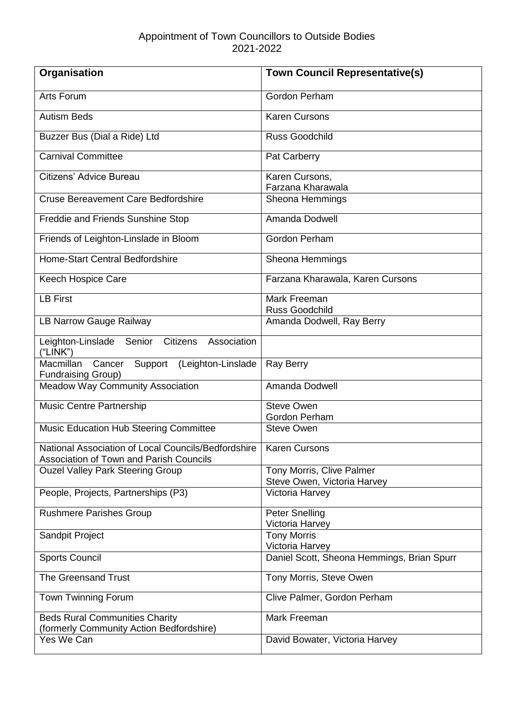# Appointment of Town Councillors to Outside Bodies
## 2021-2022

| Organisation | Town Council Representative(s) |
|---|---|
| Arts Forum | Gordon Perham |
| Autism Beds | Karen Cursons |
| Buzzer Bus (Dial a Ride) Ltd | Russ Goodchild |
| Carnival Committee | Pat Carberry |
| Citizens' Advice Bureau | Karen Cursons, Farzana Kharawala |
| Cruse Bereavement Care Bedfordshire | Sheona Hemmings |
| Freddie and Friends Sunshine Stop | Amanda Dodwell |
| Friends of Leighton-Linslade in Bloom | Gordon Perham |
| Home-Start Central Bedfordshire | Sheona Hemmings |
| Keech Hospice Care | Farzana Kharawala, Karen Cursons |
| LB First | Mark Freeman, Russ Goodchild |
| LB Narrow Gauge Railway | Amanda Dodwell, Ray Berry |
| Leighton-Linslade Senior Citizens Association ("LINK") | |
| Macmillan Cancer Support (Leighton-Linslade Fundraising Group) | Ray Berry |
| Meadow Way Community Association | Amanda Dodwell |
| Music Centre Partnership | Steve Owen, Gordon Perham |
| Music Education Hub Steering Committee | Steve Owen |
| National Association of Local Councils/Bedfordshire Association of Town and Parish Councils | Karen Cursons |
| Ouzel Valley Park Steering Group | Tony Morris, Clive Palmer, Steve Owen, Victoria Harvey |
| People, Projects, Partnerships (P3) | Victoria Harvey |
| Rushmere Parishes Group | Peter Snelling, Victoria Harvey |
| Sandpit Project | Tony Morris, Victoria Harvey |
| Sports Council | Daniel Scott, Sheona Hemmings, Brian Spurr |
| The Greensand Trust | Tony Morris, Steve Owen |
| Town Twinning Forum | Clive Palmer, Gordon Perham |
| Beds Rural Communities Charity (formerly Community Action Bedfordshire) | Mark Freeman |
| Yes We Can | David Bowater, Victoria Harvey |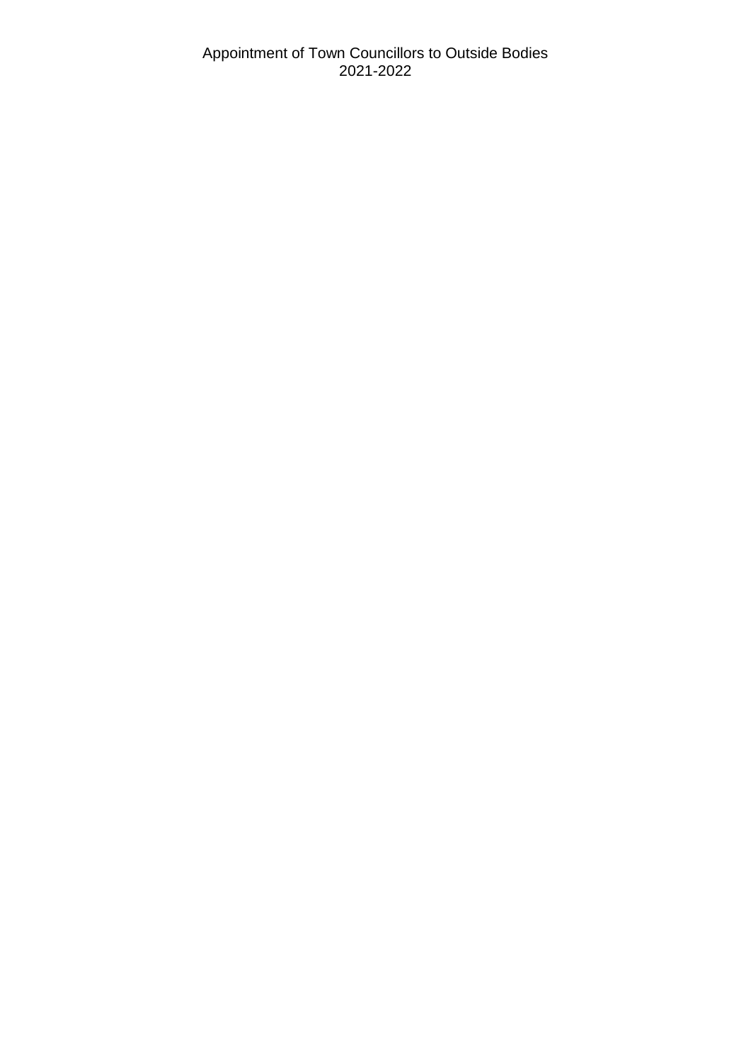Appointment of Town Councillors to Outside Bodies
2021-2022